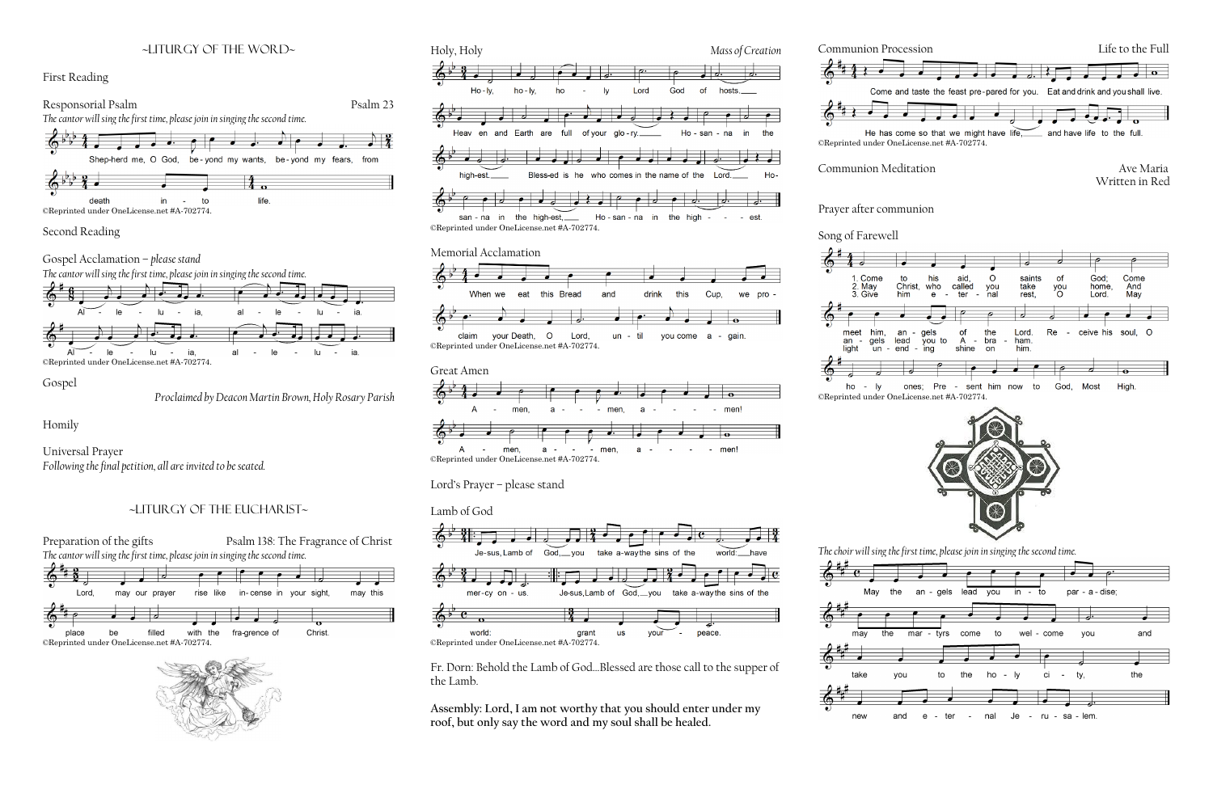## ~LITURGY OF THE WORD~

First Reading

Responsorial Psalm — Psalm 23

*The cantor will sing the first time, please join in singing the second time.*

Shep-herd me, O God, be-yond my wants, be-yond my fears, from death in - to life.

©Reprinted under OneLicense.net #A-702774.

Second Reading

Gospel Acclamation – *please stand*

*The cantor will sing the first time, please join in singing the second time.*

Al - le - lu - ia, al - le - lu - ia.

Al - le - lu - ia, al - le - lu - ia.

©Reprinted under OneLicense.net #A-702774.

Gospel

*Proclaimed by Deacon Martin Brown, Holy Rosary Parish*

Homily

Universal Prayer

*Following the final petition, all are invited to be seated.*

## ~LITURGY OF THE EUCHARIST~

Preparation of the gifts — Psalm 138: The Fragrance of Christ

*The cantor will sing the first time, please join in singing the second time.*

Lord, may our prayer rise like in-cense in your sight, may this place be filled with the fra-grence of Christ.

©Reprinted under OneLicense.net #A-702774.

Holy, Holy — *Mass of Creation*

Ho-ly, ho-ly, ho - ly Lord God of hosts.

Heav en and Earth are full of your glo-ry. Ho-san-na in the high-est.

Bless-ed is he who comes in the name of the Lord. Ho-san-na in the high-est, Ho-san-na in the high - - - est.

©Reprinted under OneLicense.net #A-702774.

Memorial Acclamation

When we eat this Bread and drink this Cup, we pro-claim your Death, O Lord, un - til you come a - gain.

©Reprinted under OneLicense.net #A-702774.

Great Amen

A - men, a - - - men, a - - - - men!

A - men, a - - - men, a - - - - men!

©Reprinted under OneLicense.net #A-702774.

Lord's Prayer – please stand

Lamb of God

Je-sus, Lamb of God, you take a-way the sins of the world: have mer-cy on - us.

Je-sus, Lamb of God, you take a-way the sins of the world: grant us your - peace.

©Reprinted under OneLicense.net #A-702774.

Fr. Dorn: Behold the Lamb of God...Blessed are those call to the supper of the Lamb.

**Assembly: Lord, I am not worthy that you should enter under my roof, but only say the word and my soul shall be healed.**

Communion Procession — Life to the Full

Come and taste the feast pre-pared for you. Eat and drink and you shall live.

He has come so that we might have life, and have life to the full.

©Reprinted under OneLicense.net #A-702774.

Communion Meditation — Ave Maria, Written in Red

Prayer after communion

Song of Farewell

1. Come to his aid, O saints of God; Come meet him, an - gels of the Lord. Re - ceive his soul, O ho - ly ones; Pre - sent him now to God, Most High.
2. May Christ, who called you take you home, And an - gels lead you to A - bra - ham.
3. Give him e - ter - nal rest, O Lord. May light un - end - ing shine on him.

©Reprinted under OneLicense.net #A-702774.

*The choir will sing the first time, please join in singing the second time.*

May the an - gels lead you in - to par - a - dise; may the mar - tyrs come to wel - come you and take you to the ho - ly ci - ty, the new and e - ter - nal Je - ru - sa - lem.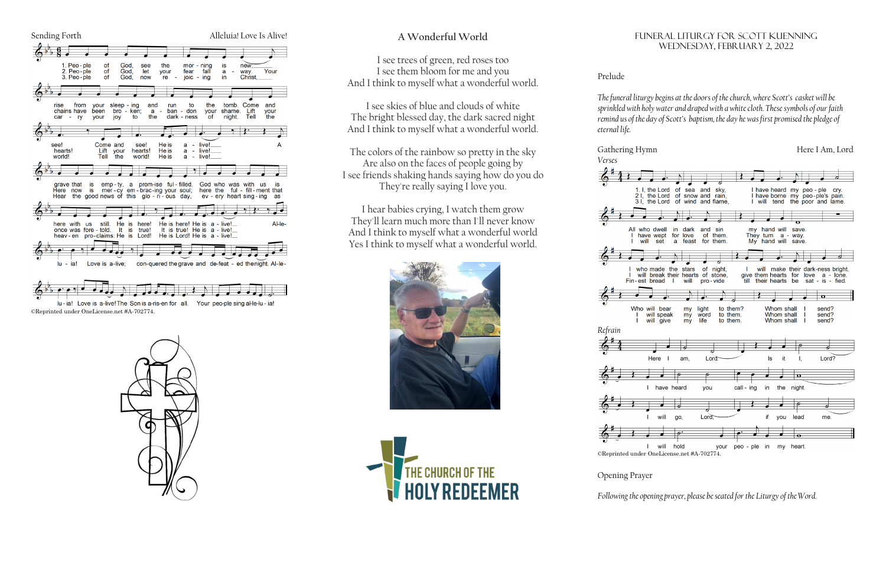Sending Forth

Alleluia! Love Is Alive!

©Reprinted under OneLicense.net #A-702774.

## A Wonderful World

I see trees of green, red roses too
I see them bloom for me and you
And I think to myself what a wonderful world.

I see skies of blue and clouds of white
The bright blessed day, the dark sacred night
And I think to myself what a wonderful world.

The colors of the rainbow so pretty in the sky
Are also on the faces of people going by
I see friends shaking hands saying how do you do
They're really saying I love you.

I hear babies crying, I watch them grow
They'll learn much more than I'll never know
And I think to myself what a wonderful world
Yes I think to myself what a wonderful world.

THE CHURCH OF THE HOLY REDEEMER

## FUNERAL LITURGY FOR SCOTT KUENNING
## WEDNESDAY, FEBRUARY 2, 2022

Prelude

*The funeral liturgy begins at the doors of the church, where Scott's casket will be sprinkled with holy water and draped with a white cloth. These symbols of our faith remind us of the day of Scott's baptism, the day he was first promised the pledge of eternal life.*

Gathering Hymn

Here I Am, Lord

*Verses*

*Refrain*

©Reprinted under OneLicense.net #A-702774.

Opening Prayer

*Following the opening prayer, please be seated for the Liturgy of the Word.*